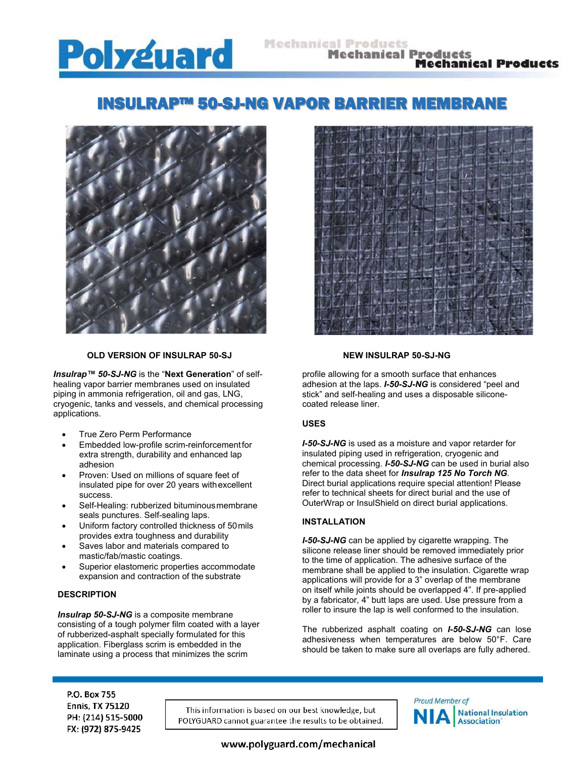# INSULRAP™ 50-SJ-NG VAPOR BARRIER MEMBRANE

**OLD VERSION OF INSULRAP 50-SJ**

**NEW INSULRAP 50-SJ-NG**

***Insulrap™ 50-SJ-NG*** is the "**Next Generation**" of self-healing vapor barrier membranes used on insulated piping in ammonia refrigeration, oil and gas, LNG, cryogenic, tanks and vessels, and chemical processing applications.

- True Zero Perm Performance
- Embedded low-profile scrim-reinforcement for extra strength, durability and enhanced lap adhesion
- Proven: Used on millions of square feet of insulated pipe for over 20 years with excellent success.
- Self-Healing: rubberized bituminous membrane seals punctures. Self-sealing laps.
- Uniform factory controlled thickness of 50 mils provides extra toughness and durability
- Saves labor and materials compared to mastic/fab/mastic coatings.
- Superior elastomeric properties accommodate expansion and contraction of the substrate

## DESCRIPTION

***Insulrap 50-SJ-NG*** is a composite membrane consisting of a tough polymer film coated with a layer of rubberized-asphalt specially formulated for this application. Fiberglass scrim is embedded in the laminate using a process that minimizes the scrim profile allowing for a smooth surface that enhances adhesion at the laps. ***I-50-SJ-NG*** is considered "peel and stick" and self-healing and uses a disposable silicone-coated release liner.

## USES

***I-50-SJ-NG*** is used as a moisture and vapor retarder for insulated piping used in refrigeration, cryogenic and chemical processing. ***I-50-SJ-NG*** can be used in burial also refer to the data sheet for ***Insulrap 125 No Torch NG***. Direct burial applications require special attention! Please refer to technical sheets for direct burial and the use of OuterWrap or InsulShield on direct burial applications.

## INSTALLATION

***I-50-SJ-NG*** can be applied by cigarette wrapping. The silicone release liner should be removed immediately prior to the time of application. The adhesive surface of the membrane shall be applied to the insulation. Cigarette wrap applications will provide for a 3" overlap of the membrane on itself while joints should be overlapped 4". If pre-applied by a fabricator, 4" butt laps are used. Use pressure from a roller to insure the lap is well conformed to the insulation.

The rubberized asphalt coating on ***I-50-SJ-NG*** can lose adhesiveness when temperatures are below 50°F. Care should be taken to make sure all overlaps are fully adhered.

P.O. Box 755
Ennis, TX 75120
PH: (214) 515-5000
FX: (972) 875-9425

This information is based on our best knowledge, but POLYGUARD cannot guarantee the results to be obtained.

Proud Member of NIA National Insulation Association

www.polyguard.com/mechanical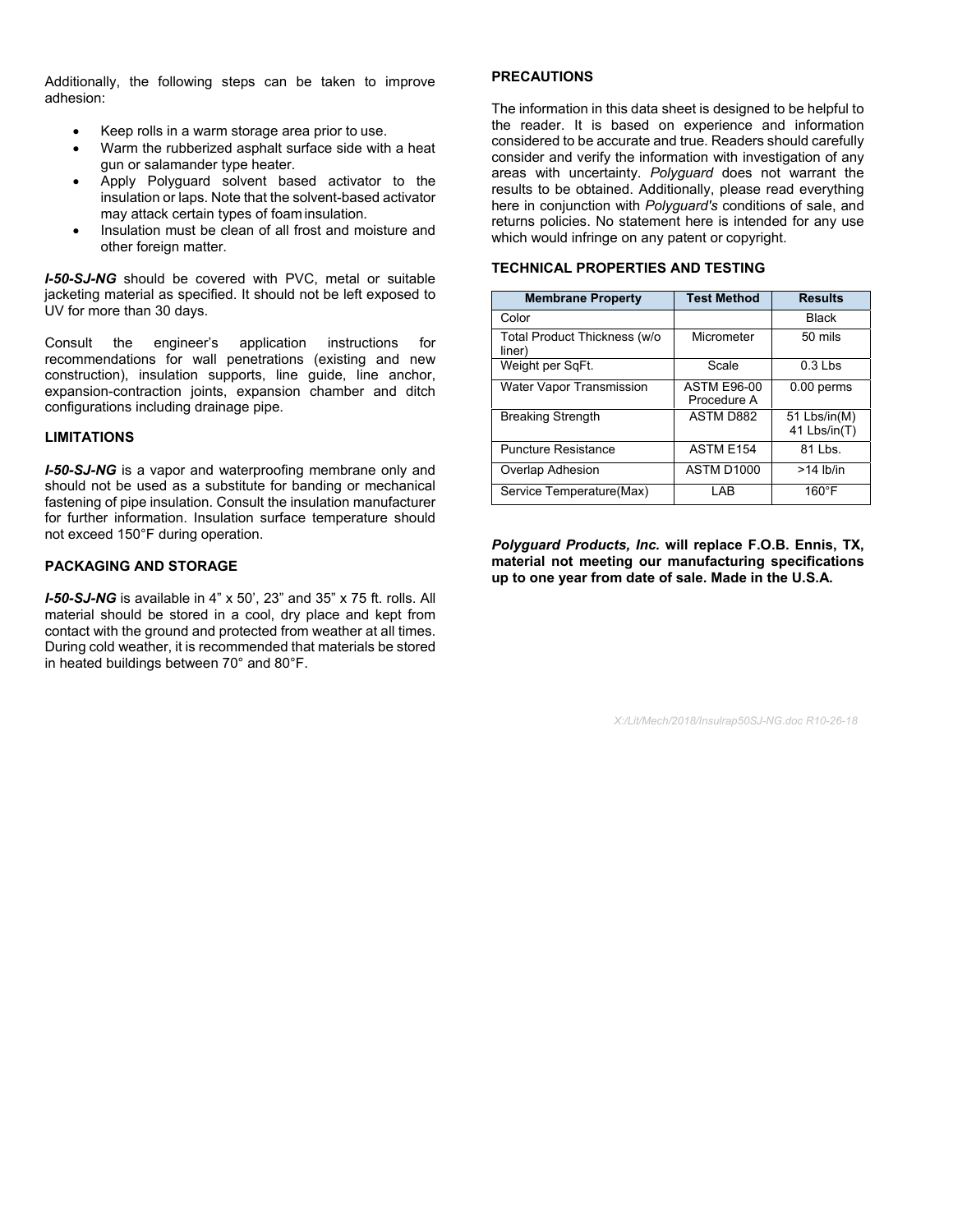Additionally, the following steps can be taken to improve adhesion:

- Keep rolls in a warm storage area prior to use.
- Warm the rubberized asphalt surface side with a heat gun or salamander type heater.
- Apply Polyguard solvent based activator to the insulation or laps. Note that the solvent-based activator may attack certain types of foam insulation.
- Insulation must be clean of all frost and moisture and other foreign matter.

***I-50-SJ-NG*** should be covered with PVC, metal or suitable jacketing material as specified. It should not be left exposed to UV for more than 30 days.

Consult the engineer's application instructions for recommendations for wall penetrations (existing and new construction), insulation supports, line guide, line anchor, expansion-contraction joints, expansion chamber and ditch configurations including drainage pipe.

## LIMITATIONS

***I-50-SJ-NG*** is a vapor and waterproofing membrane only and should not be used as a substitute for banding or mechanical fastening of pipe insulation. Consult the insulation manufacturer for further information. Insulation surface temperature should not exceed 150°F during operation.

## PACKAGING AND STORAGE

***I-50-SJ-NG*** is available in 4" x 50', 23" and 35" x 75 ft. rolls. All material should be stored in a cool, dry place and kept from contact with the ground and protected from weather at all times. During cold weather, it is recommended that materials be stored in heated buildings between 70° and 80°F.

## PRECAUTIONS

The information in this data sheet is designed to be helpful to the reader. It is based on experience and information considered to be accurate and true. Readers should carefully consider and verify the information with investigation of any areas with uncertainty. *Polyguard* does not warrant the results to be obtained. Additionally, please read everything here in conjunction with *Polyguard's* conditions of sale, and returns policies. No statement here is intended for any use which would infringe on any patent or copyright.

## TECHNICAL PROPERTIES AND TESTING

| Membrane Property | Test Method | Results |
|---|---|---|
| Color | | Black |
| Total Product Thickness (w/o liner) | Micrometer | 50 mils |
| Weight per SqFt. | Scale | 0.3 Lbs |
| Water Vapor Transmission | ASTM E96-00 Procedure A | 0.00 perms |
| Breaking Strength | ASTM D882 | 51 Lbs/in(M) 41 Lbs/in(T) |
| Puncture Resistance | ASTM E154 | 81 Lbs. |
| Overlap Adhesion | ASTM D1000 | >14 lb/in |
| Service Temperature(Max) | LAB | 160°F |

***Polyguard Products, Inc.* will replace F.O.B. Ennis, TX, material not meeting our manufacturing specifications up to one year from date of sale. Made in the U.S.A.**

*X:/Lit/Mech/2018/Insulrap50SJ-NG.doc R10-26-18*